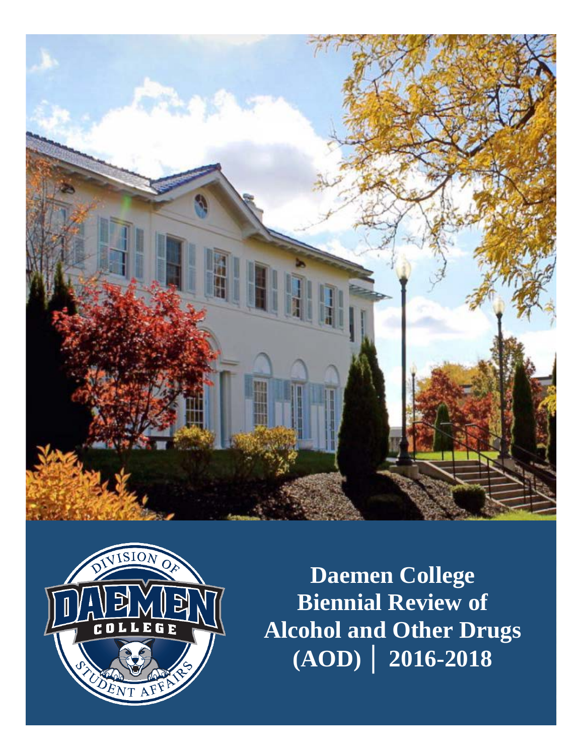# Daemen College Biennial Review of Alcohol and Other Drugs (AOD) │ 2016-2018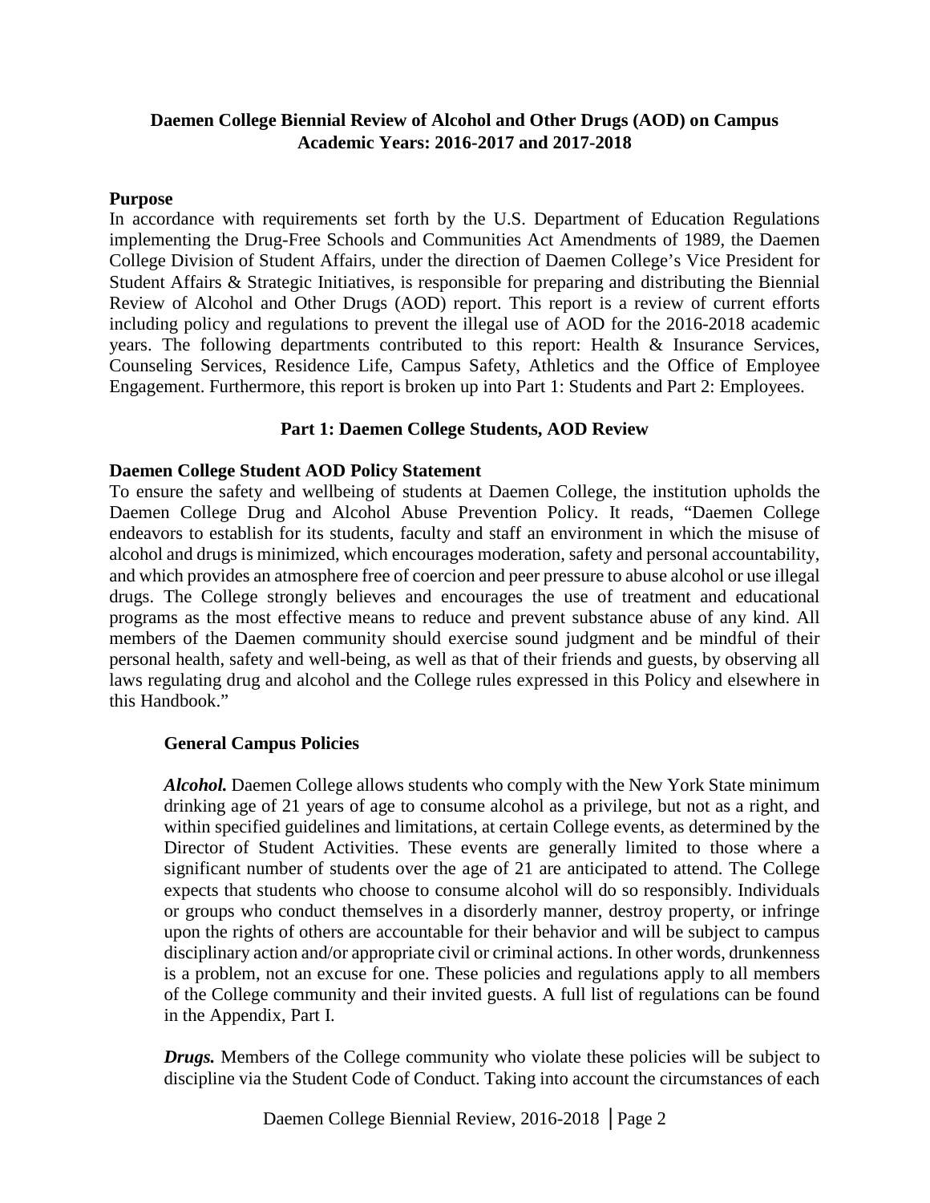**Daemen College Biennial Review of Alcohol and Other Drugs (AOD) on Campus**
**Academic Years: 2016-2017 and 2017-2018**

## Purpose

In accordance with requirements set forth by the U.S. Department of Education Regulations implementing the Drug-Free Schools and Communities Act Amendments of 1989, the Daemen College Division of Student Affairs, under the direction of Daemen College's Vice President for Student Affairs & Strategic Initiatives, is responsible for preparing and distributing the Biennial Review of Alcohol and Other Drugs (AOD) report. This report is a review of current efforts including policy and regulations to prevent the illegal use of AOD for the 2016-2018 academic years. The following departments contributed to this report: Health & Insurance Services, Counseling Services, Residence Life, Campus Safety, Athletics and the Office of Employee Engagement. Furthermore, this report is broken up into Part 1: Students and Part 2: Employees.

## Part 1: Daemen College Students, AOD Review

### Daemen College Student AOD Policy Statement

To ensure the safety and wellbeing of students at Daemen College, the institution upholds the Daemen College Drug and Alcohol Abuse Prevention Policy. It reads, "Daemen College endeavors to establish for its students, faculty and staff an environment in which the misuse of alcohol and drugs is minimized, which encourages moderation, safety and personal accountability, and which provides an atmosphere free of coercion and peer pressure to abuse alcohol or use illegal drugs. The College strongly believes and encourages the use of treatment and educational programs as the most effective means to reduce and prevent substance abuse of any kind. All members of the Daemen community should exercise sound judgment and be mindful of their personal health, safety and well-being, as well as that of their friends and guests, by observing all laws regulating drug and alcohol and the College rules expressed in this Policy and elsewhere in this Handbook."

#### General Campus Policies

***Alcohol.*** Daemen College allows students who comply with the New York State minimum drinking age of 21 years of age to consume alcohol as a privilege, but not as a right, and within specified guidelines and limitations, at certain College events, as determined by the Director of Student Activities. These events are generally limited to those where a significant number of students over the age of 21 are anticipated to attend. The College expects that students who choose to consume alcohol will do so responsibly. Individuals or groups who conduct themselves in a disorderly manner, destroy property, or infringe upon the rights of others are accountable for their behavior and will be subject to campus disciplinary action and/or appropriate civil or criminal actions. In other words, drunkenness is a problem, not an excuse for one. These policies and regulations apply to all members of the College community and their invited guests. A full list of regulations can be found in the Appendix, Part I.

***Drugs.*** Members of the College community who violate these policies will be subject to discipline via the Student Code of Conduct. Taking into account the circumstances of each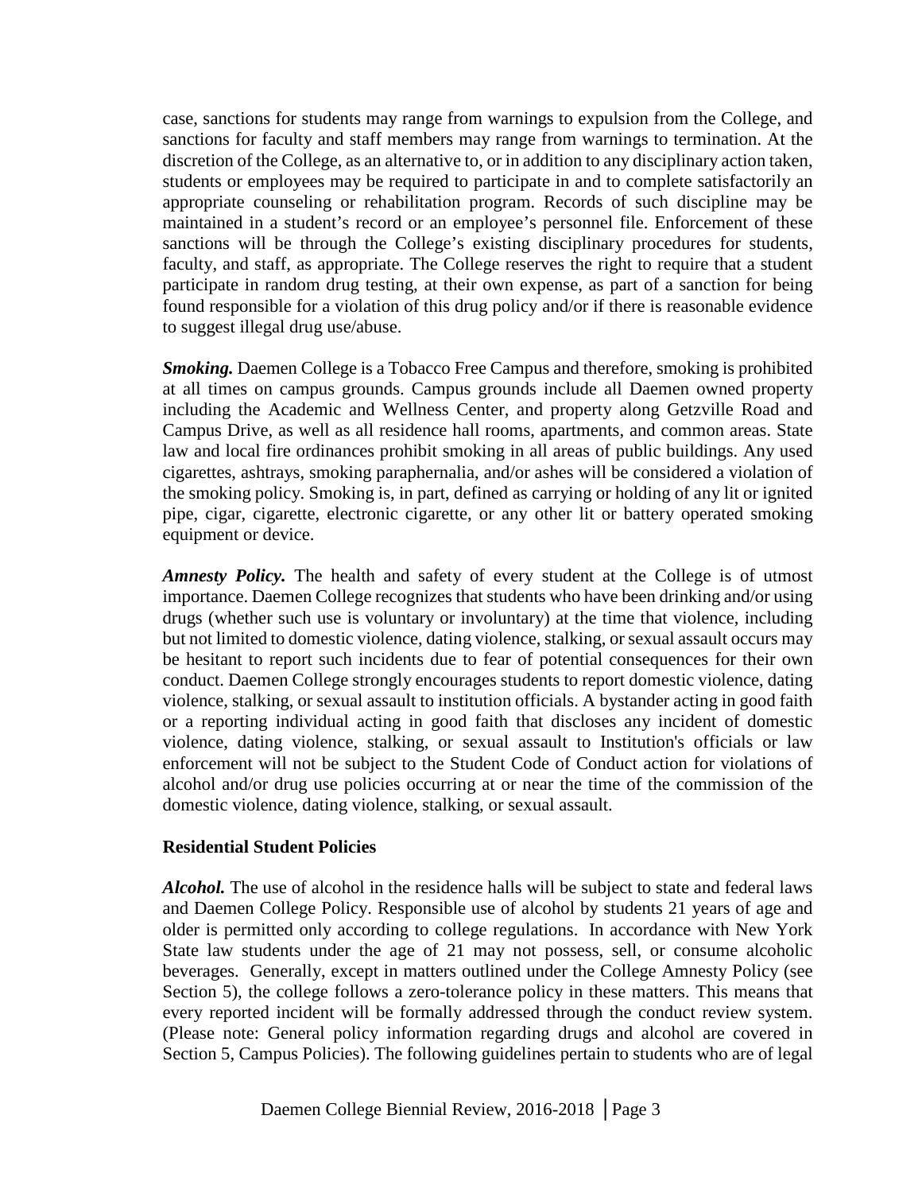case, sanctions for students may range from warnings to expulsion from the College, and sanctions for faculty and staff members may range from warnings to termination. At the discretion of the College, as an alternative to, or in addition to any disciplinary action taken, students or employees may be required to participate in and to complete satisfactorily an appropriate counseling or rehabilitation program. Records of such discipline may be maintained in a student's record or an employee's personnel file. Enforcement of these sanctions will be through the College's existing disciplinary procedures for students, faculty, and staff, as appropriate. The College reserves the right to require that a student participate in random drug testing, at their own expense, as part of a sanction for being found responsible for a violation of this drug policy and/or if there is reasonable evidence to suggest illegal drug use/abuse.

***Smoking.*** Daemen College is a Tobacco Free Campus and therefore, smoking is prohibited at all times on campus grounds. Campus grounds include all Daemen owned property including the Academic and Wellness Center, and property along Getzville Road and Campus Drive, as well as all residence hall rooms, apartments, and common areas. State law and local fire ordinances prohibit smoking in all areas of public buildings. Any used cigarettes, ashtrays, smoking paraphernalia, and/or ashes will be considered a violation of the smoking policy. Smoking is, in part, defined as carrying or holding of any lit or ignited pipe, cigar, cigarette, electronic cigarette, or any other lit or battery operated smoking equipment or device.

***Amnesty Policy.*** The health and safety of every student at the College is of utmost importance. Daemen College recognizes that students who have been drinking and/or using drugs (whether such use is voluntary or involuntary) at the time that violence, including but not limited to domestic violence, dating violence, stalking, or sexual assault occurs may be hesitant to report such incidents due to fear of potential consequences for their own conduct. Daemen College strongly encourages students to report domestic violence, dating violence, stalking, or sexual assault to institution officials. A bystander acting in good faith or a reporting individual acting in good faith that discloses any incident of domestic violence, dating violence, stalking, or sexual assault to Institution's officials or law enforcement will not be subject to the Student Code of Conduct action for violations of alcohol and/or drug use policies occurring at or near the time of the commission of the domestic violence, dating violence, stalking, or sexual assault.

**Residential Student Policies**

***Alcohol.*** The use of alcohol in the residence halls will be subject to state and federal laws and Daemen College Policy. Responsible use of alcohol by students 21 years of age and older is permitted only according to college regulations. In accordance with New York State law students under the age of 21 may not possess, sell, or consume alcoholic beverages. Generally, except in matters outlined under the College Amnesty Policy (see Section 5), the college follows a zero-tolerance policy in these matters. This means that every reported incident will be formally addressed through the conduct review system. (Please note: General policy information regarding drugs and alcohol are covered in Section 5, Campus Policies). The following guidelines pertain to students who are of legal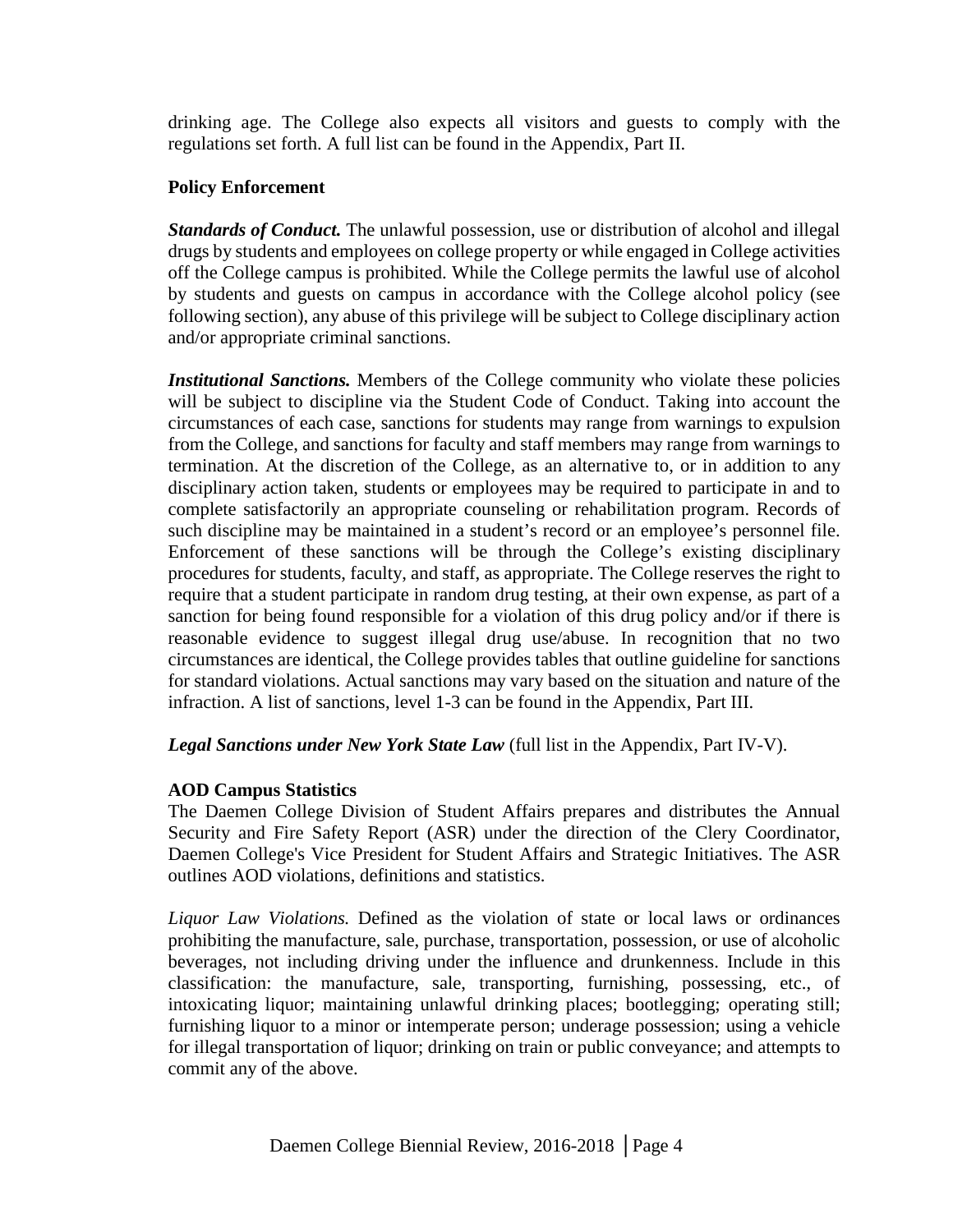drinking age. The College also expects all visitors and guests to comply with the regulations set forth. A full list can be found in the Appendix, Part II.

**Policy Enforcement**

***Standards of Conduct.*** The unlawful possession, use or distribution of alcohol and illegal drugs by students and employees on college property or while engaged in College activities off the College campus is prohibited. While the College permits the lawful use of alcohol by students and guests on campus in accordance with the College alcohol policy (see following section), any abuse of this privilege will be subject to College disciplinary action and/or appropriate criminal sanctions.

***Institutional Sanctions.*** Members of the College community who violate these policies will be subject to discipline via the Student Code of Conduct. Taking into account the circumstances of each case, sanctions for students may range from warnings to expulsion from the College, and sanctions for faculty and staff members may range from warnings to termination. At the discretion of the College, as an alternative to, or in addition to any disciplinary action taken, students or employees may be required to participate in and to complete satisfactorily an appropriate counseling or rehabilitation program. Records of such discipline may be maintained in a student's record or an employee's personnel file. Enforcement of these sanctions will be through the College's existing disciplinary procedures for students, faculty, and staff, as appropriate. The College reserves the right to require that a student participate in random drug testing, at their own expense, as part of a sanction for being found responsible for a violation of this drug policy and/or if there is reasonable evidence to suggest illegal drug use/abuse. In recognition that no two circumstances are identical, the College provides tables that outline guideline for sanctions for standard violations. Actual sanctions may vary based on the situation and nature of the infraction. A list of sanctions, level 1-3 can be found in the Appendix, Part III.

***Legal Sanctions under New York State Law*** (full list in the Appendix, Part IV-V).

**AOD Campus Statistics**

The Daemen College Division of Student Affairs prepares and distributes the Annual Security and Fire Safety Report (ASR) under the direction of the Clery Coordinator, Daemen College's Vice President for Student Affairs and Strategic Initiatives. The ASR outlines AOD violations, definitions and statistics.

*Liquor Law Violations.* Defined as the violation of state or local laws or ordinances prohibiting the manufacture, sale, purchase, transportation, possession, or use of alcoholic beverages, not including driving under the influence and drunkenness. Include in this classification: the manufacture, sale, transporting, furnishing, possessing, etc., of intoxicating liquor; maintaining unlawful drinking places; bootlegging; operating still; furnishing liquor to a minor or intemperate person; underage possession; using a vehicle for illegal transportation of liquor; drinking on train or public conveyance; and attempts to commit any of the above.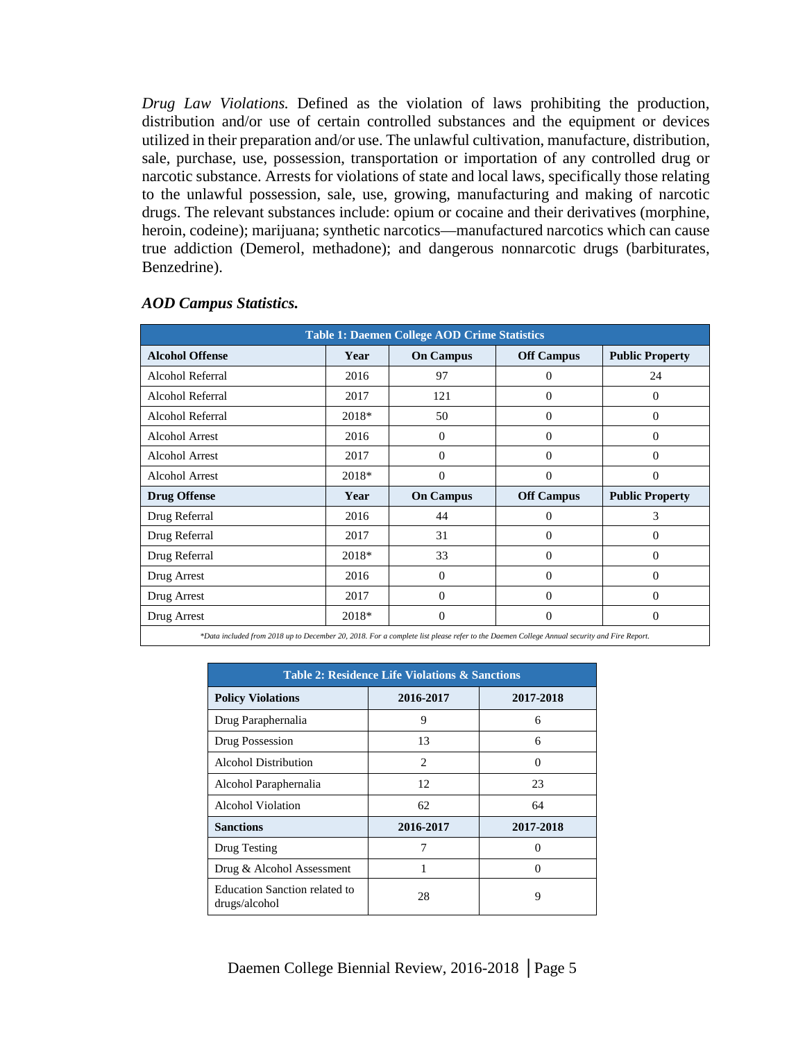*Drug Law Violations.* Defined as the violation of laws prohibiting the production, distribution and/or use of certain controlled substances and the equipment or devices utilized in their preparation and/or use. The unlawful cultivation, manufacture, distribution, sale, purchase, use, possession, transportation or importation of any controlled drug or narcotic substance. Arrests for violations of state and local laws, specifically those relating to the unlawful possession, sale, use, growing, manufacturing and making of narcotic drugs. The relevant substances include: opium or cocaine and their derivatives (morphine, heroin, codeine); marijuana; synthetic narcotics—manufactured narcotics which can cause true addiction (Demerol, methadone); and dangerous nonnarcotic drugs (barbiturates, Benzedrine).

### *AOD Campus Statistics.*

**Table 1: Daemen College AOD Crime Statistics**

| Alcohol Offense | Year | On Campus | Off Campus | Public Property |
|---|---|---|---|---|
| Alcohol Referral | 2016 | 97 | 0 | 24 |
| Alcohol Referral | 2017 | 121 | 0 | 0 |
| Alcohol Referral | 2018* | 50 | 0 | 0 |
| Alcohol Arrest | 2016 | 0 | 0 | 0 |
| Alcohol Arrest | 2017 | 0 | 0 | 0 |
| Alcohol Arrest | 2018* | 0 | 0 | 0 |
| **Drug Offense** | **Year** | **On Campus** | **Off Campus** | **Public Property** |
| Drug Referral | 2016 | 44 | 0 | 3 |
| Drug Referral | 2017 | 31 | 0 | 0 |
| Drug Referral | 2018* | 33 | 0 | 0 |
| Drug Arrest | 2016 | 0 | 0 | 0 |
| Drug Arrest | 2017 | 0 | 0 | 0 |
| Drug Arrest | 2018* | 0 | 0 | 0 |

*\*Data included from 2018 up to December 20, 2018. For a complete list please refer to the Daemen College Annual security and Fire Report.*

**Table 2: Residence Life Violations & Sanctions**

| Policy Violations | 2016-2017 | 2017-2018 |
|---|---|---|
| Drug Paraphernalia | 9 | 6 |
| Drug Possession | 13 | 6 |
| Alcohol Distribution | 2 | 0 |
| Alcohol Paraphernalia | 12 | 23 |
| Alcohol Violation | 62 | 64 |
| **Sanctions** | **2016-2017** | **2017-2018** |
| Drug Testing | 7 | 0 |
| Drug & Alcohol Assessment | 1 | 0 |
| Education Sanction related to drugs/alcohol | 28 | 9 |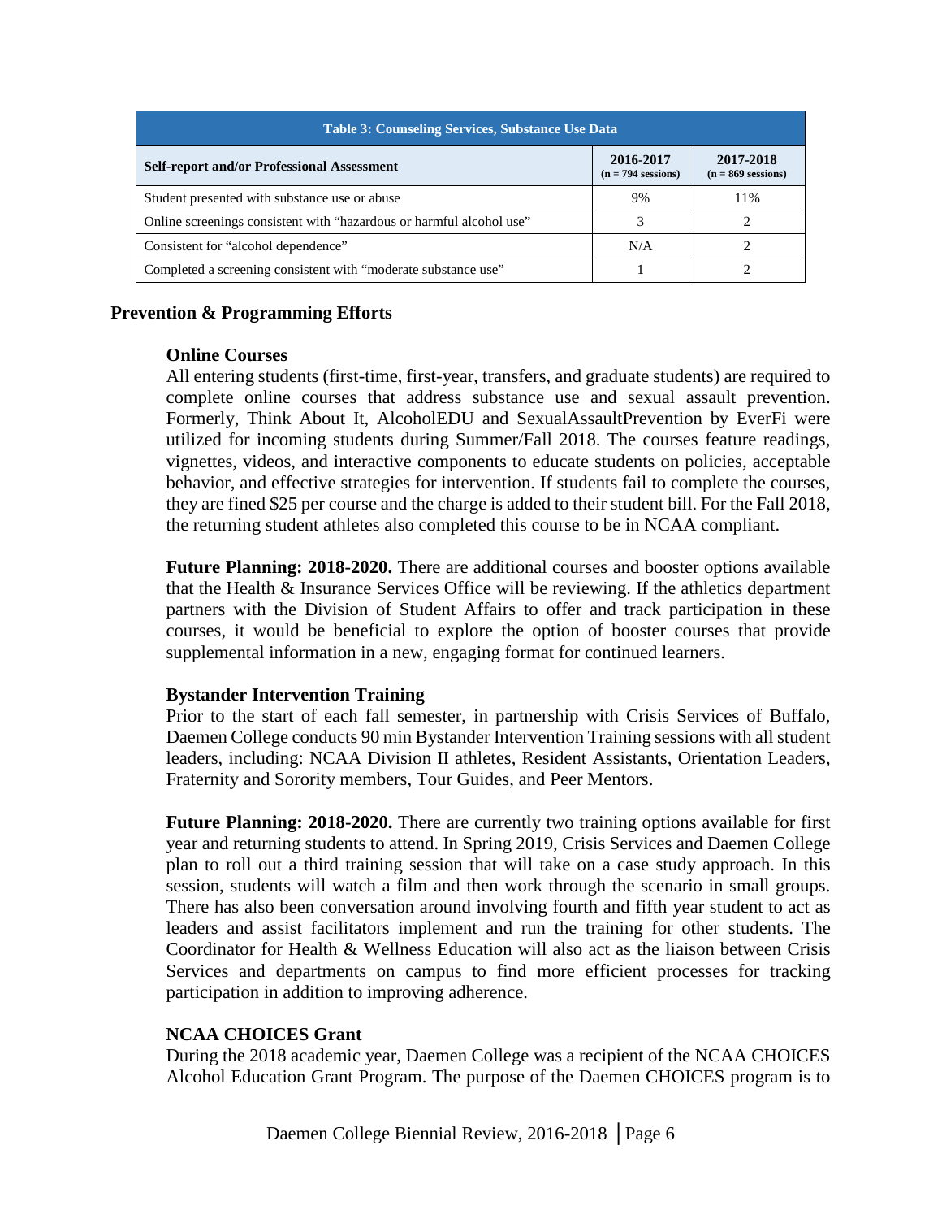| Table 3: Counseling Services, Substance Use Data | | |
|---|---|---|
| **Self-report and/or Professional Assessment** | **2016-2017 (n = 794 sessions)** | **2017-2018 (n = 869 sessions)** |
| Student presented with substance use or abuse | 9% | 11% |
| Online screenings consistent with "hazardous or harmful alcohol use" | 3 | 2 |
| Consistent for "alcohol dependence" | N/A | 2 |
| Completed a screening consistent with "moderate substance use" | 1 | 2 |

## Prevention & Programming Efforts

### Online Courses

All entering students (first-time, first-year, transfers, and graduate students) are required to complete online courses that address substance use and sexual assault prevention. Formerly, Think About It, AlcoholEDU and SexualAssaultPrevention by EverFi were utilized for incoming students during Summer/Fall 2018. The courses feature readings, vignettes, videos, and interactive components to educate students on policies, acceptable behavior, and effective strategies for intervention. If students fail to complete the courses, they are fined $25 per course and the charge is added to their student bill. For the Fall 2018, the returning student athletes also completed this course to be in NCAA compliant.

**Future Planning: 2018-2020.** There are additional courses and booster options available that the Health & Insurance Services Office will be reviewing. If the athletics department partners with the Division of Student Affairs to offer and track participation in these courses, it would be beneficial to explore the option of booster courses that provide supplemental information in a new, engaging format for continued learners.

### Bystander Intervention Training

Prior to the start of each fall semester, in partnership with Crisis Services of Buffalo, Daemen College conducts 90 min Bystander Intervention Training sessions with all student leaders, including: NCAA Division II athletes, Resident Assistants, Orientation Leaders, Fraternity and Sorority members, Tour Guides, and Peer Mentors.

**Future Planning: 2018-2020.** There are currently two training options available for first year and returning students to attend. In Spring 2019, Crisis Services and Daemen College plan to roll out a third training session that will take on a case study approach. In this session, students will watch a film and then work through the scenario in small groups. There has also been conversation around involving fourth and fifth year student to act as leaders and assist facilitators implement and run the training for other students. The Coordinator for Health & Wellness Education will also act as the liaison between Crisis Services and departments on campus to find more efficient processes for tracking participation in addition to improving adherence.

### NCAA CHOICES Grant

During the 2018 academic year, Daemen College was a recipient of the NCAA CHOICES Alcohol Education Grant Program. The purpose of the Daemen CHOICES program is to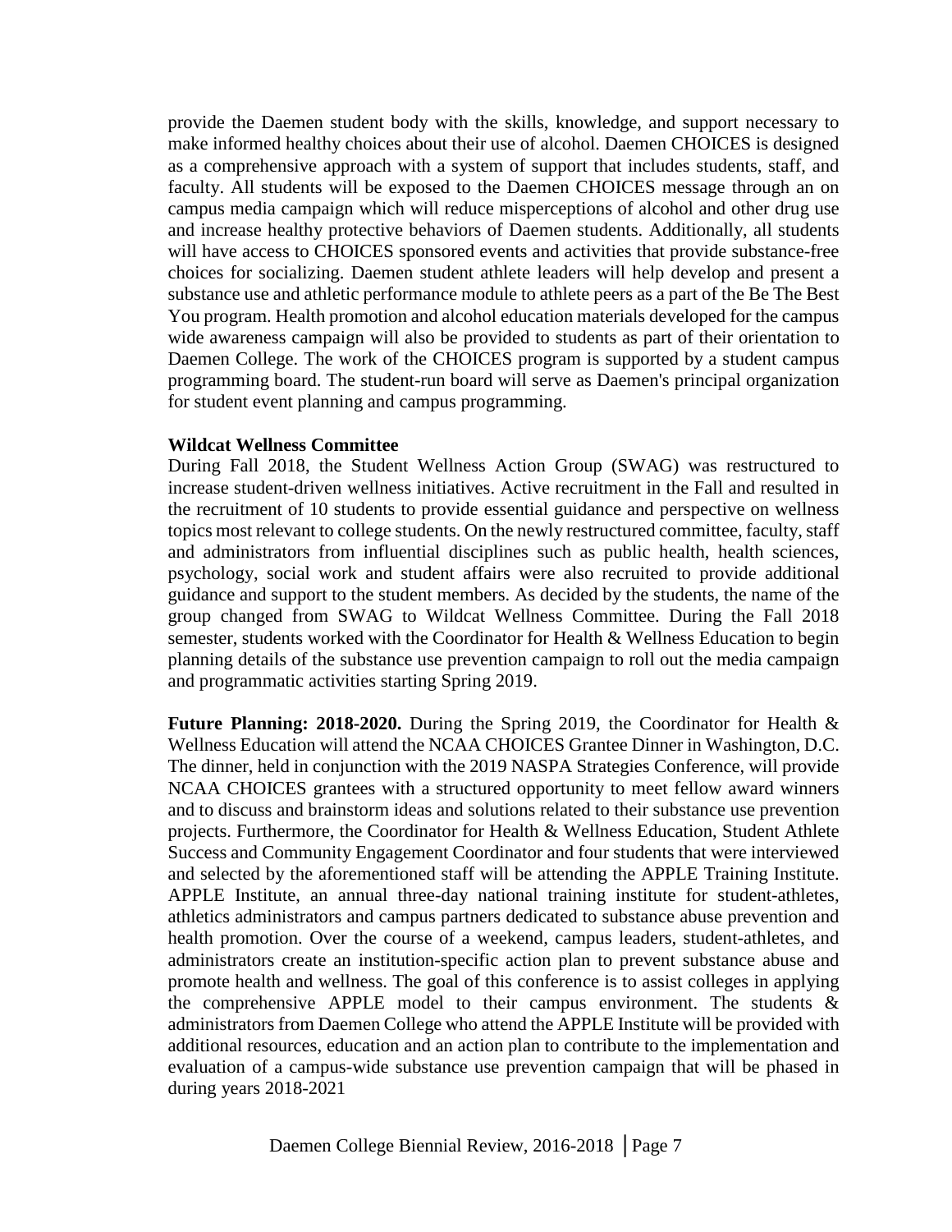provide the Daemen student body with the skills, knowledge, and support necessary to make informed healthy choices about their use of alcohol. Daemen CHOICES is designed as a comprehensive approach with a system of support that includes students, staff, and faculty. All students will be exposed to the Daemen CHOICES message through an on campus media campaign which will reduce misperceptions of alcohol and other drug use and increase healthy protective behaviors of Daemen students. Additionally, all students will have access to CHOICES sponsored events and activities that provide substance-free choices for socializing. Daemen student athlete leaders will help develop and present a substance use and athletic performance module to athlete peers as a part of the Be The Best You program. Health promotion and alcohol education materials developed for the campus wide awareness campaign will also be provided to students as part of their orientation to Daemen College. The work of the CHOICES program is supported by a student campus programming board. The student-run board will serve as Daemen's principal organization for student event planning and campus programming.

**Wildcat Wellness Committee**

During Fall 2018, the Student Wellness Action Group (SWAG) was restructured to increase student-driven wellness initiatives. Active recruitment in the Fall and resulted in the recruitment of 10 students to provide essential guidance and perspective on wellness topics most relevant to college students. On the newly restructured committee, faculty, staff and administrators from influential disciplines such as public health, health sciences, psychology, social work and student affairs were also recruited to provide additional guidance and support to the student members. As decided by the students, the name of the group changed from SWAG to Wildcat Wellness Committee. During the Fall 2018 semester, students worked with the Coordinator for Health & Wellness Education to begin planning details of the substance use prevention campaign to roll out the media campaign and programmatic activities starting Spring 2019.

**Future Planning: 2018-2020.** During the Spring 2019, the Coordinator for Health & Wellness Education will attend the NCAA CHOICES Grantee Dinner in Washington, D.C. The dinner, held in conjunction with the 2019 NASPA Strategies Conference, will provide NCAA CHOICES grantees with a structured opportunity to meet fellow award winners and to discuss and brainstorm ideas and solutions related to their substance use prevention projects. Furthermore, the Coordinator for Health & Wellness Education, Student Athlete Success and Community Engagement Coordinator and four students that were interviewed and selected by the aforementioned staff will be attending the APPLE Training Institute. APPLE Institute, an annual three-day national training institute for student-athletes, athletics administrators and campus partners dedicated to substance abuse prevention and health promotion. Over the course of a weekend, campus leaders, student-athletes, and administrators create an institution-specific action plan to prevent substance abuse and promote health and wellness. The goal of this conference is to assist colleges in applying the comprehensive APPLE model to their campus environment. The students & administrators from Daemen College who attend the APPLE Institute will be provided with additional resources, education and an action plan to contribute to the implementation and evaluation of a campus-wide substance use prevention campaign that will be phased in during years 2018-2021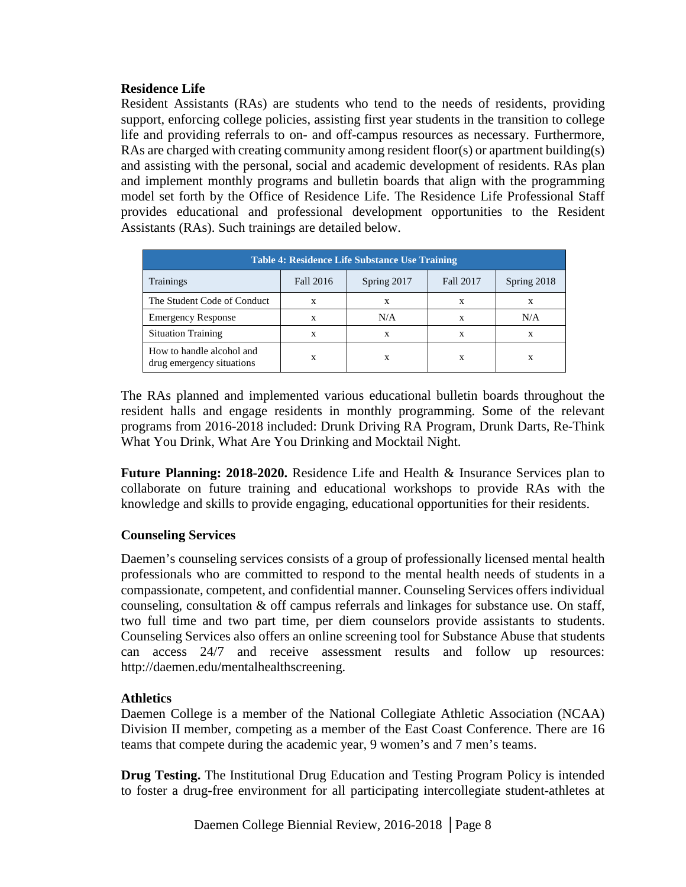**Residence Life**

Resident Assistants (RAs) are students who tend to the needs of residents, providing support, enforcing college policies, assisting first year students in the transition to college life and providing referrals to on- and off-campus resources as necessary. Furthermore, RAs are charged with creating community among resident floor(s) or apartment building(s) and assisting with the personal, social and academic development of residents. RAs plan and implement monthly programs and bulletin boards that align with the programming model set forth by the Office of Residence Life. The Residence Life Professional Staff provides educational and professional development opportunities to the Resident Assistants (RAs). Such trainings are detailed below.

**Table 4: Residence Life Substance Use Training**

| Trainings | Fall 2016 | Spring 2017 | Fall 2017 | Spring 2018 |
|---|---|---|---|---|
| The Student Code of Conduct | x | x | x | x |
| Emergency Response | x | N/A | x | N/A |
| Situation Training | x | x | x | x |
| How to handle alcohol and drug emergency situations | x | x | x | x |

The RAs planned and implemented various educational bulletin boards throughout the resident halls and engage residents in monthly programming. Some of the relevant programs from 2016-2018 included: Drunk Driving RA Program, Drunk Darts, Re-Think What You Drink, What Are You Drinking and Mocktail Night.

**Future Planning: 2018-2020.** Residence Life and Health & Insurance Services plan to collaborate on future training and educational workshops to provide RAs with the knowledge and skills to provide engaging, educational opportunities for their residents.

**Counseling Services**

Daemen's counseling services consists of a group of professionally licensed mental health professionals who are committed to respond to the mental health needs of students in a compassionate, competent, and confidential manner. Counseling Services offers individual counseling, consultation & off campus referrals and linkages for substance use. On staff, two full time and two part time, per diem counselors provide assistants to students. Counseling Services also offers an online screening tool for Substance Abuse that students can access 24/7 and receive assessment results and follow up resources: http://daemen.edu/mentalhealthscreening.

**Athletics**

Daemen College is a member of the National Collegiate Athletic Association (NCAA) Division II member, competing as a member of the East Coast Conference. There are 16 teams that compete during the academic year, 9 women's and 7 men's teams.

**Drug Testing.** The Institutional Drug Education and Testing Program Policy is intended to foster a drug-free environment for all participating intercollegiate student-athletes at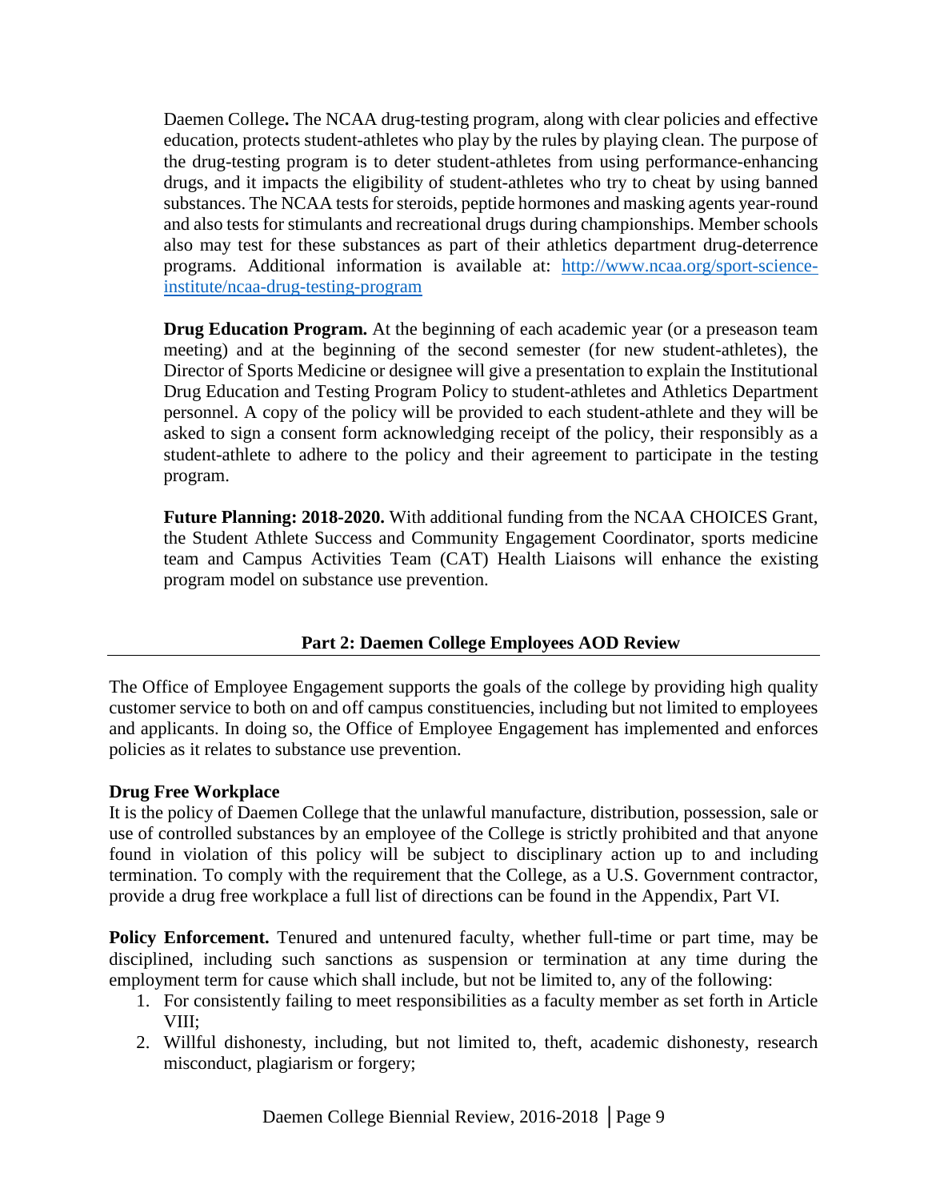Daemen College**.** The NCAA drug-testing program, along with clear policies and effective education, protects student-athletes who play by the rules by playing clean. The purpose of the drug-testing program is to deter student-athletes from using performance-enhancing drugs, and it impacts the eligibility of student-athletes who try to cheat by using banned substances. The NCAA tests for steroids, peptide hormones and masking agents year-round and also tests for stimulants and recreational drugs during championships. Member schools also may test for these substances as part of their athletics department drug-deterrence programs. Additional information is available at: [http://www.ncaa.org/sport-science-institute/ncaa-drug-testing-program](http://www.ncaa.org/sport-science-institute/ncaa-drug-testing-program)

**Drug Education Program.** At the beginning of each academic year (or a preseason team meeting) and at the beginning of the second semester (for new student-athletes), the Director of Sports Medicine or designee will give a presentation to explain the Institutional Drug Education and Testing Program Policy to student-athletes and Athletics Department personnel. A copy of the policy will be provided to each student-athlete and they will be asked to sign a consent form acknowledging receipt of the policy, their responsibly as a student-athlete to adhere to the policy and their agreement to participate in the testing program.

**Future Planning: 2018-2020.** With additional funding from the NCAA CHOICES Grant, the Student Athlete Success and Community Engagement Coordinator, sports medicine team and Campus Activities Team (CAT) Health Liaisons will enhance the existing program model on substance use prevention.

## Part 2: Daemen College Employees AOD Review

The Office of Employee Engagement supports the goals of the college by providing high quality customer service to both on and off campus constituencies, including but not limited to employees and applicants. In doing so, the Office of Employee Engagement has implemented and enforces policies as it relates to substance use prevention.

### Drug Free Workplace

It is the policy of Daemen College that the unlawful manufacture, distribution, possession, sale or use of controlled substances by an employee of the College is strictly prohibited and that anyone found in violation of this policy will be subject to disciplinary action up to and including termination. To comply with the requirement that the College, as a U.S. Government contractor, provide a drug free workplace a full list of directions can be found in the Appendix, Part VI.

**Policy Enforcement.** Tenured and untenured faculty, whether full-time or part time, may be disciplined, including such sanctions as suspension or termination at any time during the employment term for cause which shall include, but not be limited to, any of the following:

1. For consistently failing to meet responsibilities as a faculty member as set forth in Article VIII;
2. Willful dishonesty, including, but not limited to, theft, academic dishonesty, research misconduct, plagiarism or forgery;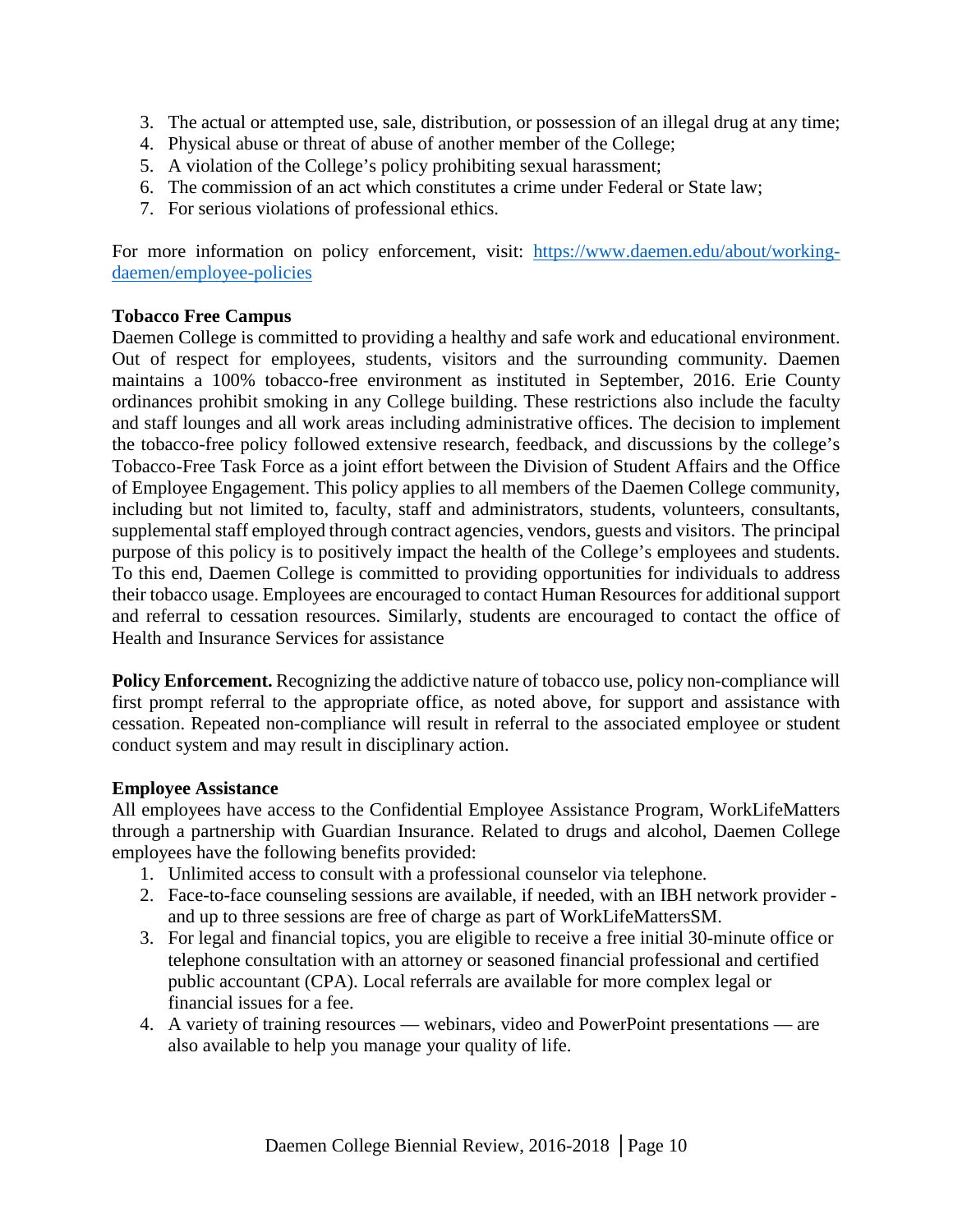3. The actual or attempted use, sale, distribution, or possession of an illegal drug at any time;
4. Physical abuse or threat of abuse of another member of the College;
5. A violation of the College's policy prohibiting sexual harassment;
6. The commission of an act which constitutes a crime under Federal or State law;
7. For serious violations of professional ethics.

For more information on policy enforcement, visit: [https://www.daemen.edu/about/working-daemen/employee-policies](https://www.daemen.edu/about/working-daemen/employee-policies)

**Tobacco Free Campus**

Daemen College is committed to providing a healthy and safe work and educational environment. Out of respect for employees, students, visitors and the surrounding community. Daemen maintains a 100% tobacco-free environment as instituted in September, 2016. Erie County ordinances prohibit smoking in any College building. These restrictions also include the faculty and staff lounges and all work areas including administrative offices. The decision to implement the tobacco-free policy followed extensive research, feedback, and discussions by the college's Tobacco-Free Task Force as a joint effort between the Division of Student Affairs and the Office of Employee Engagement. This policy applies to all members of the Daemen College community, including but not limited to, faculty, staff and administrators, students, volunteers, consultants, supplemental staff employed through contract agencies, vendors, guests and visitors. The principal purpose of this policy is to positively impact the health of the College's employees and students. To this end, Daemen College is committed to providing opportunities for individuals to address their tobacco usage. Employees are encouraged to contact Human Resources for additional support and referral to cessation resources. Similarly, students are encouraged to contact the office of Health and Insurance Services for assistance

**Policy Enforcement.** Recognizing the addictive nature of tobacco use, policy non-compliance will first prompt referral to the appropriate office, as noted above, for support and assistance with cessation. Repeated non-compliance will result in referral to the associated employee or student conduct system and may result in disciplinary action.

**Employee Assistance**

All employees have access to the Confidential Employee Assistance Program, WorkLifeMatters through a partnership with Guardian Insurance. Related to drugs and alcohol, Daemen College employees have the following benefits provided:

1. Unlimited access to consult with a professional counselor via telephone.
2. Face-to-face counseling sessions are available, if needed, with an IBH network provider - and up to three sessions are free of charge as part of WorkLifeMattersSM.
3. For legal and financial topics, you are eligible to receive a free initial 30-minute office or telephone consultation with an attorney or seasoned financial professional and certified public accountant (CPA). Local referrals are available for more complex legal or financial issues for a fee.
4. A variety of training resources — webinars, video and PowerPoint presentations — are also available to help you manage your quality of life.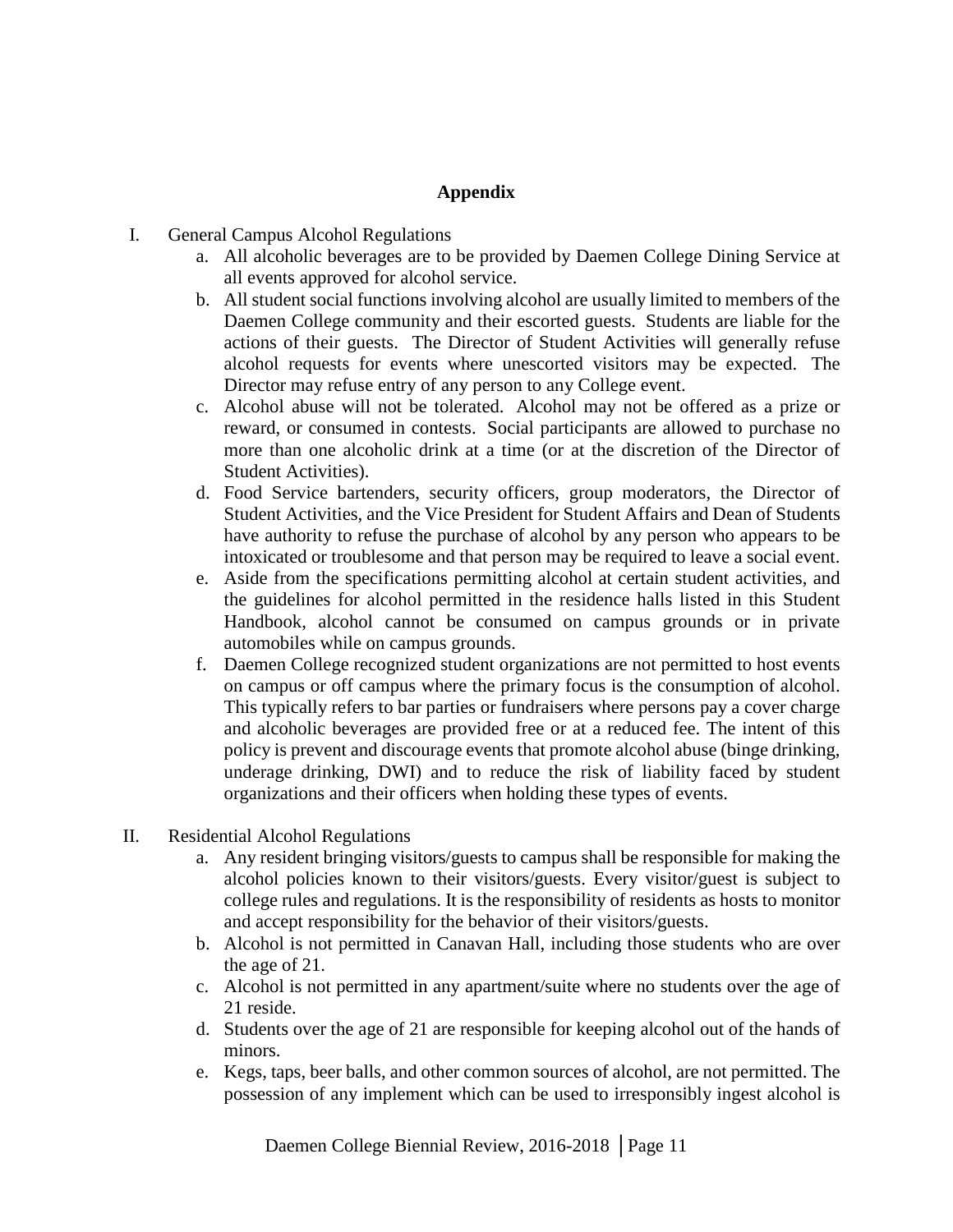## Appendix

I. General Campus Alcohol Regulations

   a. All alcoholic beverages are to be provided by Daemen College Dining Service at all events approved for alcohol service.
   b. All student social functions involving alcohol are usually limited to members of the Daemen College community and their escorted guests. Students are liable for the actions of their guests. The Director of Student Activities will generally refuse alcohol requests for events where unescorted visitors may be expected. The Director may refuse entry of any person to any College event.
   c. Alcohol abuse will not be tolerated. Alcohol may not be offered as a prize or reward, or consumed in contests. Social participants are allowed to purchase no more than one alcoholic drink at a time (or at the discretion of the Director of Student Activities).
   d. Food Service bartenders, security officers, group moderators, the Director of Student Activities, and the Vice President for Student Affairs and Dean of Students have authority to refuse the purchase of alcohol by any person who appears to be intoxicated or troublesome and that person may be required to leave a social event.
   e. Aside from the specifications permitting alcohol at certain student activities, and the guidelines for alcohol permitted in the residence halls listed in this Student Handbook, alcohol cannot be consumed on campus grounds or in private automobiles while on campus grounds.
   f. Daemen College recognized student organizations are not permitted to host events on campus or off campus where the primary focus is the consumption of alcohol. This typically refers to bar parties or fundraisers where persons pay a cover charge and alcoholic beverages are provided free or at a reduced fee. The intent of this policy is prevent and discourage events that promote alcohol abuse (binge drinking, underage drinking, DWI) and to reduce the risk of liability faced by student organizations and their officers when holding these types of events.

II. Residential Alcohol Regulations

   a. Any resident bringing visitors/guests to campus shall be responsible for making the alcohol policies known to their visitors/guests. Every visitor/guest is subject to college rules and regulations. It is the responsibility of residents as hosts to monitor and accept responsibility for the behavior of their visitors/guests.
   b. Alcohol is not permitted in Canavan Hall, including those students who are over the age of 21.
   c. Alcohol is not permitted in any apartment/suite where no students over the age of 21 reside.
   d. Students over the age of 21 are responsible for keeping alcohol out of the hands of minors.
   e. Kegs, taps, beer balls, and other common sources of alcohol, are not permitted. The possession of any implement which can be used to irresponsibly ingest alcohol is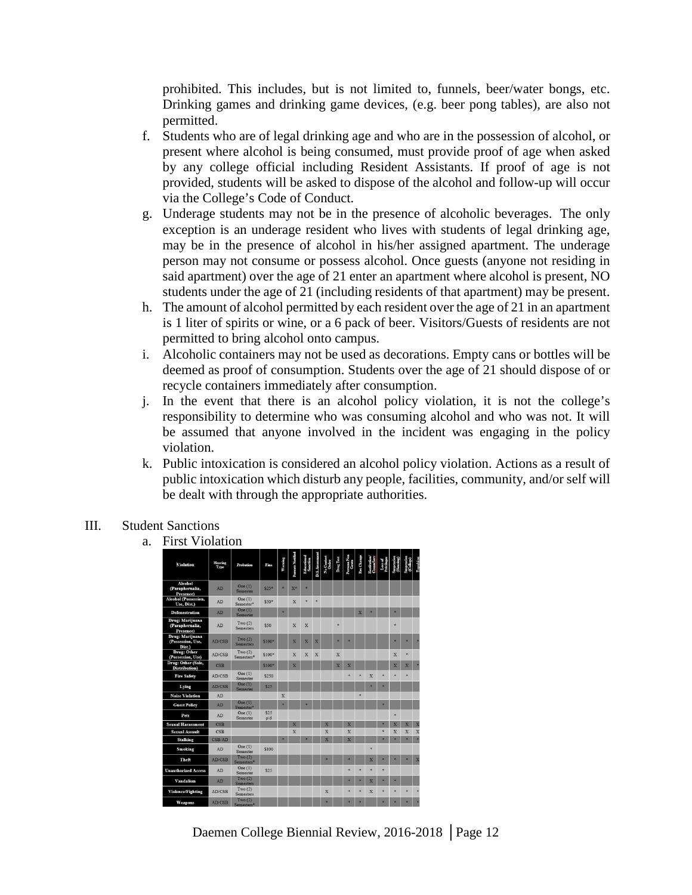prohibited. This includes, but is not limited to, funnels, beer/water bongs, etc. Drinking games and drinking game devices, (e.g. beer pong tables), are also not permitted.

f. Students who are of legal drinking age and who are in the possession of alcohol, or present where alcohol is being consumed, must provide proof of age when asked by any college official including Resident Assistants. If proof of age is not provided, students will be asked to dispose of the alcohol and follow-up will occur via the College's Code of Conduct.

g. Underage students may not be in the presence of alcoholic beverages. The only exception is an underage resident who lives with students of legal drinking age, may be in the presence of alcohol in his/her assigned apartment. The underage person may not consume or possess alcohol. Once guests (anyone not residing in said apartment) over the age of 21 enter an apartment where alcohol is present, NO students under the age of 21 (including residents of that apartment) may be present.

h. The amount of alcohol permitted by each resident over the age of 21 in an apartment is 1 liter of spirits or wine, or a 6 pack of beer. Visitors/Guests of residents are not permitted to bring alcohol onto campus.

i. Alcoholic containers may not be used as decorations. Empty cans or bottles will be deemed as proof of consumption. Students over the age of 21 should dispose of or recycle containers immediately after consumption.

j. In the event that there is an alcohol policy violation, it is not the college's responsibility to determine who was consuming alcohol and who was not. It will be assumed that anyone involved in the incident was engaging in the policy violation.

k. Public intoxication is considered an alcohol policy violation. Actions as a result of public intoxication which disturb any people, facilities, community, and/or self will be dealt with through the appropriate authorities.

III. Student Sanctions

a. First Violation

| Violation | Hearing Type | Probation | Fine | Warning | Parents Notified | Educational Sanction | D/A Assessment | No Contact Order | Drug Test | Persona Non Grata | Rm Change | Restitution/ Comm Serv | Loss of Privileges | Suspension (Housing) | Suspension (College) | Expulsion |
|---|---|---|---|---|---|---|---|---|---|---|---|---|---|---|---|---|
| Alcohol (Paraphernalia, Presence) | AD | One (1) Semester | $25* | * | X* | * | | | | | | | | | | |
| Alcohol (Possession, Use, Dist.) | AD | One (1) Semester* | $50* | | X | * | * | | | | | | | | | |
| Defenestration | AD | One (1) Semester | | * | | | | | | | X | * | | * | | |
| Drug: Marijuana (Paraphernalia, Presence) | AD | Two (2) Semesters | $50 | | X | X | | | * | | | | | * | | |
| Drug: Marijuana (Possession, Use, Dist.) | AD/CSB | Two (2) Semesters | $100* | | X | X | X | | * | * | | | | * | * | * |
| Drug: Other (Possession, Use) | AD/CSB | Two (2) Semesters* | $100* | | X | X | X | | X | | | | | X | * | |
| Drug: Other (Sale, Distribution) | CSB | | $100* | | X | | | | X | X | | | | X | X | * |
| Fire Safety | AD/CSB | One (1) Semester | $250 | | | | | | | * | * | X | * | * | * | |
| Lying | AD/CSB | One (1) Semester | $25 | | | | | | | | | * | * | | | |
| Noise Violation | AD | | | X | | | | | | | * | | | | | |
| Guest Policy | AD | One (1) Semester* | | * | | * | | | | | | | * | | | |
| Pets | AD | One (1) Semester | $25 p/d | | | | | | | | | | | * | | |
| Sexual Harassment | CSB | | | | X | | | X | | X | | | * | X | X | X |
| Sexual Assault | CSB | | | | X | | | X | | X | | | * | X | X | X |
| Stalking | CSB/AD | | | * | | * | | X | | X | | | * | * | * | * |
| Smoking | AD | One (1) Semester | $100 | | | | | | | | | * | | | | |
| Theft | AD/CSB | Two (2) Semesters* | | | | | | * | | * | | X | * | * | * | X |
| Unauthorized Access | AD | One (1) Semester | $25 | | | | | | | * | * | * | * | | | |
| Vandalism | AD | Two (2) Semesters | | | | | | | | * | * | X | * | * | | |
| Violence/Fighting | AD/CSB | Two (2) Semesters | | | | | | X | | * | * | X | * | * | * | * |
| Weapons | AD/CSB | Two (2) Semesters* | | | | | | * | | * | * | | * | * | * | * |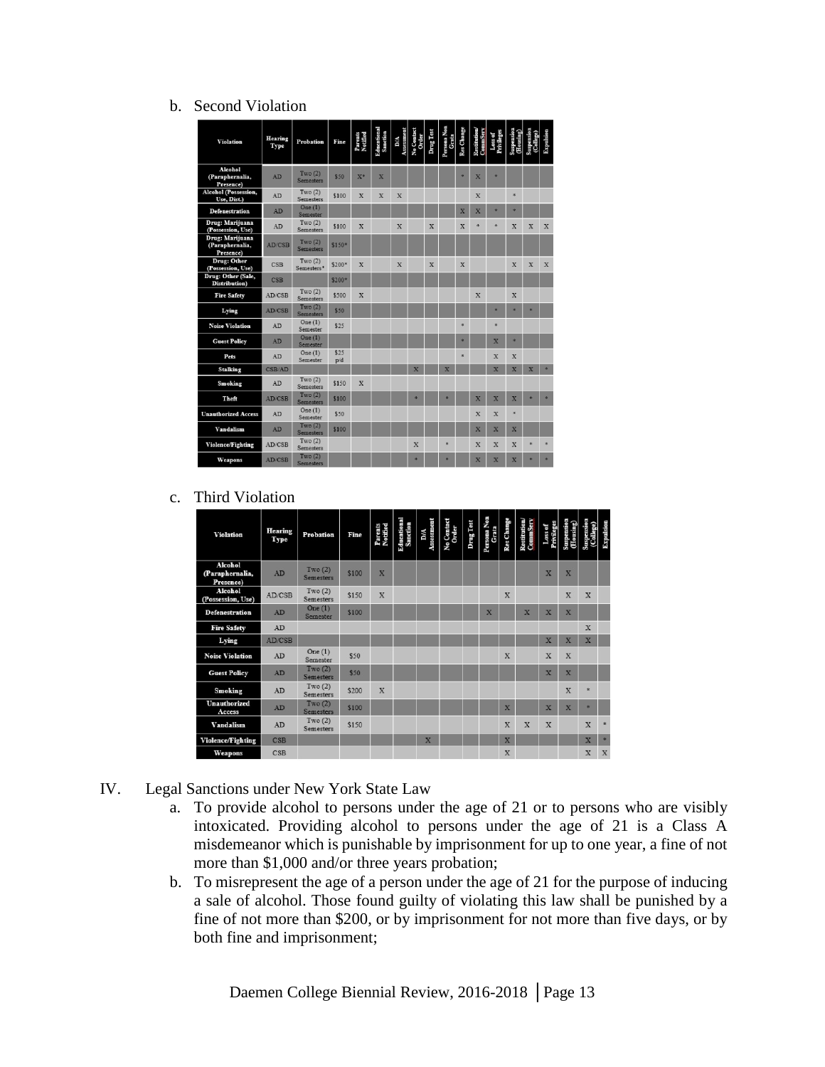b. Second Violation

| Violation | Hearing Type | Probation | Fine | Parents Notified | Educational Sanction | D/A Assessment | No Contact Order | Drug Test | Persona Non Grata | Res Change | Restitution/ CommServ | Loss of Privileges | Suspension (Housing) | Suspension (College) | Expulsion |
|---|---|---|---|---|---|---|---|---|---|---|---|---|---|---|---|
| Alcohol (Paraphernalia, Presence) | AD | Two (2) Semesters | $50 | X* | X | | | | | * | X | * | | | |
| Alcohol (Possession, Use, Dist.) | AD | Two (2) Semesters | $100 | X | X | X | | | | | X | | * | | |
| Defenestration | AD | One (1) Semester | | | | | | | | X | X | * | * | | |
| Drug: Marijuana (Possession, Use) | AD | Two (2) Semesters | $100 | X | | X | | X | | X | * | * | X | X | X |
| Drug: Marijuana (Paraphernalia, Presence) | AD/CSB | Two (2) Semesters | $150* | | | | | | | | | | | | |
| Drug: Other (Possession, Use) | CSB | Two (2) Semesters* | $200* | X | | X | | X | | X | | | X | X | X |
| Drug: Other (Sale, Distribution) | CSB | | $200* | | | | | | | | | | | | |
| Fire Safety | AD/CSB | Two (2) Semesters | $500 | X | | | | | | | X | | X | | |
| Lying | AD/CSB | Two (2) Semesters | $50 | | | | | | | | | * | * | * | |
| Noise Violation | AD | One (1) Semester | $25 | | | | | | | * | | * | | | |
| Guest Policy | AD | One (1) Semester | | | | | | | | * | | X | * | | |
| Pets | AD | One (1) Semester | $25 p/d | | | | | | | * | | X | X | | |
| Stalking | CSB/AD | | | | | | X | | X | | | X | X | X | * |
| Smoking | AD | Two (2) Semesters | $150 | X | | | | | | | | | | | |
| Theft | AD/CSB | Two (2) Semesters | $100 | | | | * | | * | | X | X | X | * | * |
| Unauthorized Access | AD | One (1) Semester | $50 | | | | | | | | X | X | * | | |
| Vandalism | AD | Two (2) Semesters | $100 | | | | | | | | X | X | X | | |
| Violence/Fighting | AD/CSB | Two (2) Semesters | | | | | X | | * | | X | X | X | * | * |
| Weapons | AD/CSB | Two (2) Semesters | | | | | * | | * | | X | X | X | * | * |

c. Third Violation

| Violation | Hearing Type | Probation | Fine | Parents Notified | Educational Sanction | D/A Assessment | No Contact Order | Drug Test | Persona Non Grata | Res Change | Restitution/ CommServ | Loss of Privileges | Suspension (Housing) | Suspension (College) | Expulsion |
|---|---|---|---|---|---|---|---|---|---|---|---|---|---|---|---|
| Alcohol (Paraphernalia, Presence) | AD | Two (2) Semesters | $100 | X | | | | | | | | X | X | | |
| Alcohol (Possession, Use) | AD/CSB | Two (2) Semesters | $150 | X | | | | | | X | | | X | X | |
| Defenestration | AD | One (1) Semester | $100 | | | | | | X | | X | X | X | | |
| Fire Safety | AD | | | | | | | | | | | | | X | |
| Lying | AD/CSB | | | | | | | | | | | X | X | X | |
| Noise Violation | AD | One (1) Semester | $50 | | | | | | | X | | X | X | | |
| Guest Policy | AD | Two (2) Semesters | $50 | | | | | | | | | X | X | | |
| Smoking | AD | Two (2) Semesters | $200 | X | | | | | | | | | X | * | |
| Unauthorized Access | AD | Two (2) Semesters | $100 | | | | | | | X | | X | X | * | |
| Vandalism | AD | Two (2) Semesters | $150 | | | | | | | X | X | X | | X | * |
| Violence/Fighting | CSB | | | | | X | | | | X | | | | X | * |
| Weapons | CSB | | | | | | | | | X | | | | X | X |

IV. Legal Sanctions under New York State Law

a. To provide alcohol to persons under the age of 21 or to persons who are visibly intoxicated. Providing alcohol to persons under the age of 21 is a Class A misdemeanor which is punishable by imprisonment for up to one year, a fine of not more than $1,000 and/or three years probation;

b. To misrepresent the age of a person under the age of 21 for the purpose of inducing a sale of alcohol. Those found guilty of violating this law shall be punished by a fine of not more than $200, or by imprisonment for not more than five days, or by both fine and imprisonment;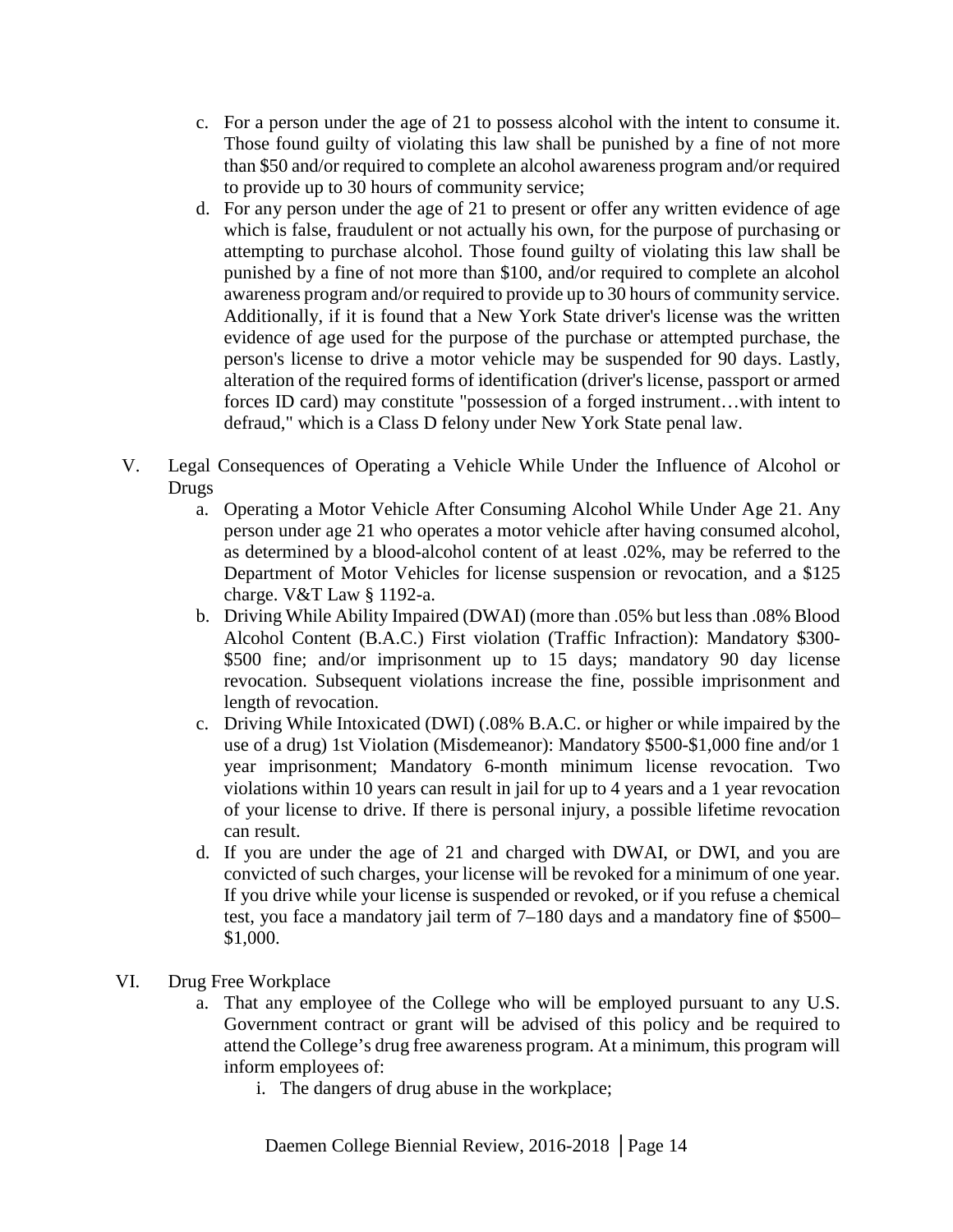c. For a person under the age of 21 to possess alcohol with the intent to consume it. Those found guilty of violating this law shall be punished by a fine of not more than $50 and/or required to complete an alcohol awareness program and/or required to provide up to 30 hours of community service;

d. For any person under the age of 21 to present or offer any written evidence of age which is false, fraudulent or not actually his own, for the purpose of purchasing or attempting to purchase alcohol. Those found guilty of violating this law shall be punished by a fine of not more than $100, and/or required to complete an alcohol awareness program and/or required to provide up to 30 hours of community service. Additionally, if it is found that a New York State driver's license was the written evidence of age used for the purpose of the purchase or attempted purchase, the person's license to drive a motor vehicle may be suspended for 90 days. Lastly, alteration of the required forms of identification (driver's license, passport or armed forces ID card) may constitute "possession of a forged instrument…with intent to defraud," which is a Class D felony under New York State penal law.

V. Legal Consequences of Operating a Vehicle While Under the Influence of Alcohol or Drugs

a. Operating a Motor Vehicle After Consuming Alcohol While Under Age 21. Any person under age 21 who operates a motor vehicle after having consumed alcohol, as determined by a blood-alcohol content of at least .02%, may be referred to the Department of Motor Vehicles for license suspension or revocation, and a $125 charge. V&T Law § 1192-a.

b. Driving While Ability Impaired (DWAI) (more than .05% but less than .08% Blood Alcohol Content (B.A.C.) First violation (Traffic Infraction): Mandatory $300-$500 fine; and/or imprisonment up to 15 days; mandatory 90 day license revocation. Subsequent violations increase the fine, possible imprisonment and length of revocation.

c. Driving While Intoxicated (DWI) (.08% B.A.C. or higher or while impaired by the use of a drug) 1st Violation (Misdemeanor): Mandatory $500-$1,000 fine and/or 1 year imprisonment; Mandatory 6-month minimum license revocation. Two violations within 10 years can result in jail for up to 4 years and a 1 year revocation of your license to drive. If there is personal injury, a possible lifetime revocation can result.

d. If you are under the age of 21 and charged with DWAI, or DWI, and you are convicted of such charges, your license will be revoked for a minimum of one year. If you drive while your license is suspended or revoked, or if you refuse a chemical test, you face a mandatory jail term of 7–180 days and a mandatory fine of $500–$1,000.

VI. Drug Free Workplace

a. That any employee of the College who will be employed pursuant to any U.S. Government contract or grant will be advised of this policy and be required to attend the College's drug free awareness program. At a minimum, this program will inform employees of:

i. The dangers of drug abuse in the workplace;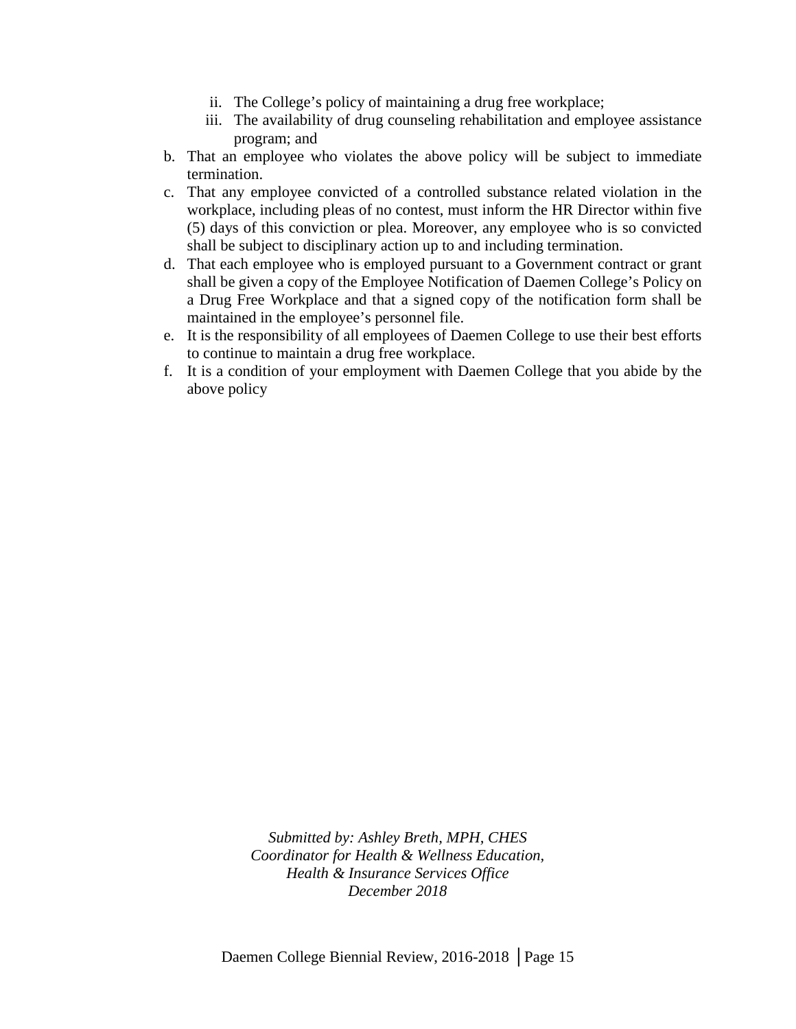ii. The College's policy of maintaining a drug free workplace;
    iii. The availability of drug counseling rehabilitation and employee assistance program; and

b. That an employee who violates the above policy will be subject to immediate termination.
c. That any employee convicted of a controlled substance related violation in the workplace, including pleas of no contest, must inform the HR Director within five (5) days of this conviction or plea. Moreover, any employee who is so convicted shall be subject to disciplinary action up to and including termination.
d. That each employee who is employed pursuant to a Government contract or grant shall be given a copy of the Employee Notification of Daemen College's Policy on a Drug Free Workplace and that a signed copy of the notification form shall be maintained in the employee's personnel file.
e. It is the responsibility of all employees of Daemen College to use their best efforts to continue to maintain a drug free workplace.
f. It is a condition of your employment with Daemen College that you abide by the above policy

*Submitted by: Ashley Breth, MPH, CHES*
*Coordinator for Health & Wellness Education,*
*Health & Insurance Services Office*
*December 2018*